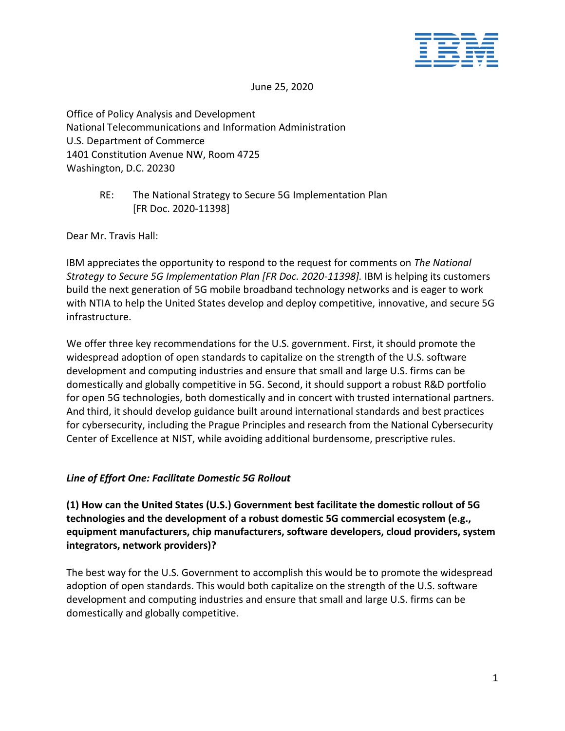June 25, 2020

Office of Policy Analysis and Development
National Telecommunications and Information Administration
U.S. Department of Commerce
1401 Constitution Avenue NW, Room 4725
Washington, D.C. 20230

RE: The National Strategy to Secure 5G Implementation Plan
[FR Doc. 2020-11398]

Dear Mr. Travis Hall:

IBM appreciates the opportunity to respond to the request for comments on *The National Strategy to Secure 5G Implementation Plan [FR Doc. 2020-11398].* IBM is helping its customers build the next generation of 5G mobile broadband technology networks and is eager to work with NTIA to help the United States develop and deploy competitive, innovative, and secure 5G infrastructure.

We offer three key recommendations for the U.S. government. First, it should promote the widespread adoption of open standards to capitalize on the strength of the U.S. software development and computing industries and ensure that small and large U.S. firms can be domestically and globally competitive in 5G. Second, it should support a robust R&D portfolio for open 5G technologies, both domestically and in concert with trusted international partners. And third, it should develop guidance built around international standards and best practices for cybersecurity, including the Prague Principles and research from the National Cybersecurity Center of Excellence at NIST, while avoiding additional burdensome, prescriptive rules.

### *Line of Effort One: Facilitate Domestic 5G Rollout*

**(1) How can the United States (U.S.) Government best facilitate the domestic rollout of 5G technologies and the development of a robust domestic 5G commercial ecosystem (e.g., equipment manufacturers, chip manufacturers, software developers, cloud providers, system integrators, network providers)?**

The best way for the U.S. Government to accomplish this would be to promote the widespread adoption of open standards. This would both capitalize on the strength of the U.S. software development and computing industries and ensure that small and large U.S. firms can be domestically and globally competitive.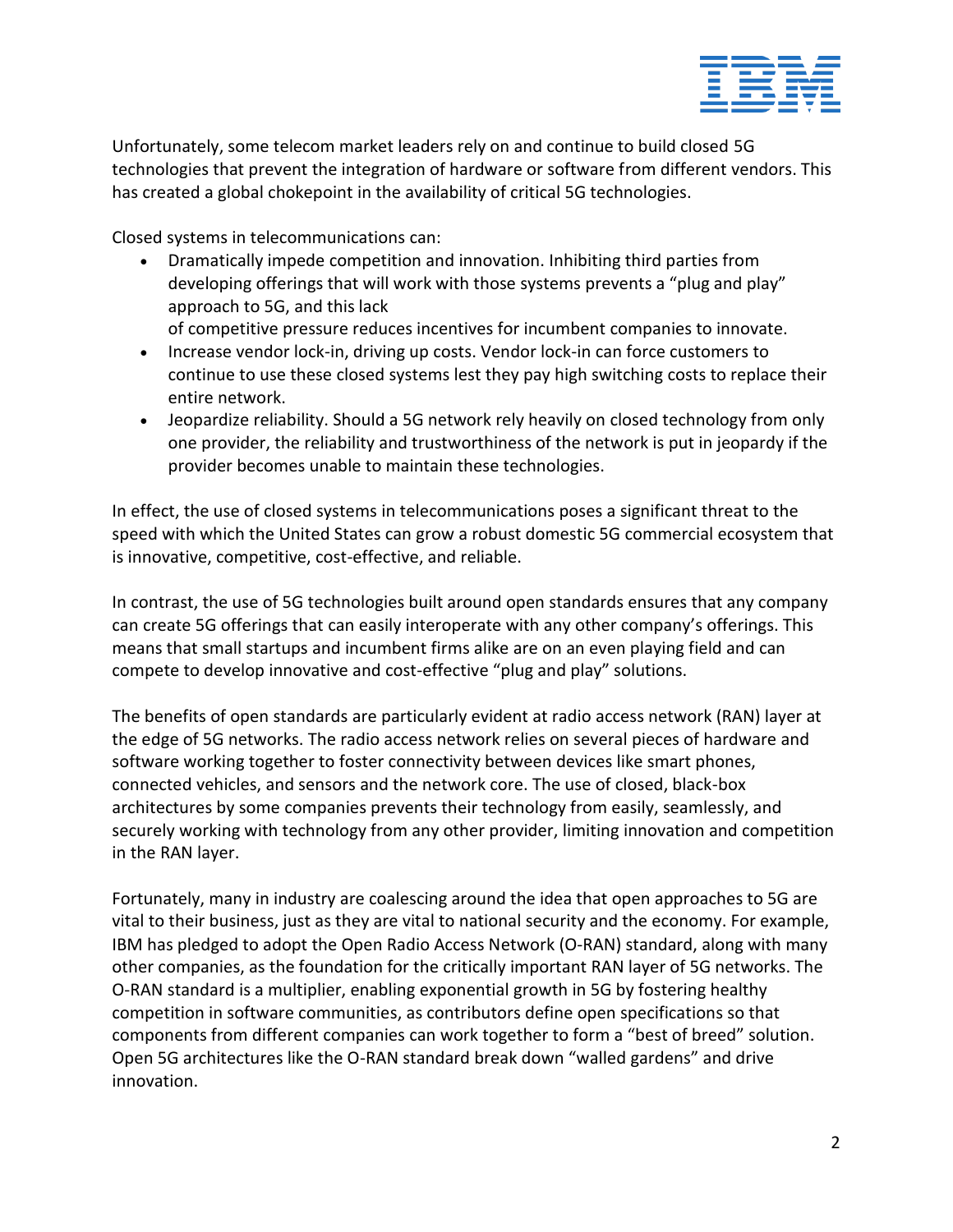Unfortunately, some telecom market leaders rely on and continue to build closed 5G technologies that prevent the integration of hardware or software from different vendors. This has created a global chokepoint in the availability of critical 5G technologies.

Closed systems in telecommunications can:

- Dramatically impede competition and innovation. Inhibiting third parties from developing offerings that will work with those systems prevents a "plug and play" approach to 5G, and this lack of competitive pressure reduces incentives for incumbent companies to innovate.
- Increase vendor lock-in, driving up costs. Vendor lock-in can force customers to continue to use these closed systems lest they pay high switching costs to replace their entire network.
- Jeopardize reliability. Should a 5G network rely heavily on closed technology from only one provider, the reliability and trustworthiness of the network is put in jeopardy if the provider becomes unable to maintain these technologies.

In effect, the use of closed systems in telecommunications poses a significant threat to the speed with which the United States can grow a robust domestic 5G commercial ecosystem that is innovative, competitive, cost-effective, and reliable.

In contrast, the use of 5G technologies built around open standards ensures that any company can create 5G offerings that can easily interoperate with any other company's offerings. This means that small startups and incumbent firms alike are on an even playing field and can compete to develop innovative and cost-effective "plug and play" solutions.

The benefits of open standards are particularly evident at radio access network (RAN) layer at the edge of 5G networks. The radio access network relies on several pieces of hardware and software working together to foster connectivity between devices like smart phones, connected vehicles, and sensors and the network core. The use of closed, black-box architectures by some companies prevents their technology from easily, seamlessly, and securely working with technology from any other provider, limiting innovation and competition in the RAN layer.

Fortunately, many in industry are coalescing around the idea that open approaches to 5G are vital to their business, just as they are vital to national security and the economy. For example, IBM has pledged to adopt the Open Radio Access Network (O-RAN) standard, along with many other companies, as the foundation for the critically important RAN layer of 5G networks. The O-RAN standard is a multiplier, enabling exponential growth in 5G by fostering healthy competition in software communities, as contributors define open specifications so that components from different companies can work together to form a "best of breed" solution. Open 5G architectures like the O-RAN standard break down "walled gardens" and drive innovation.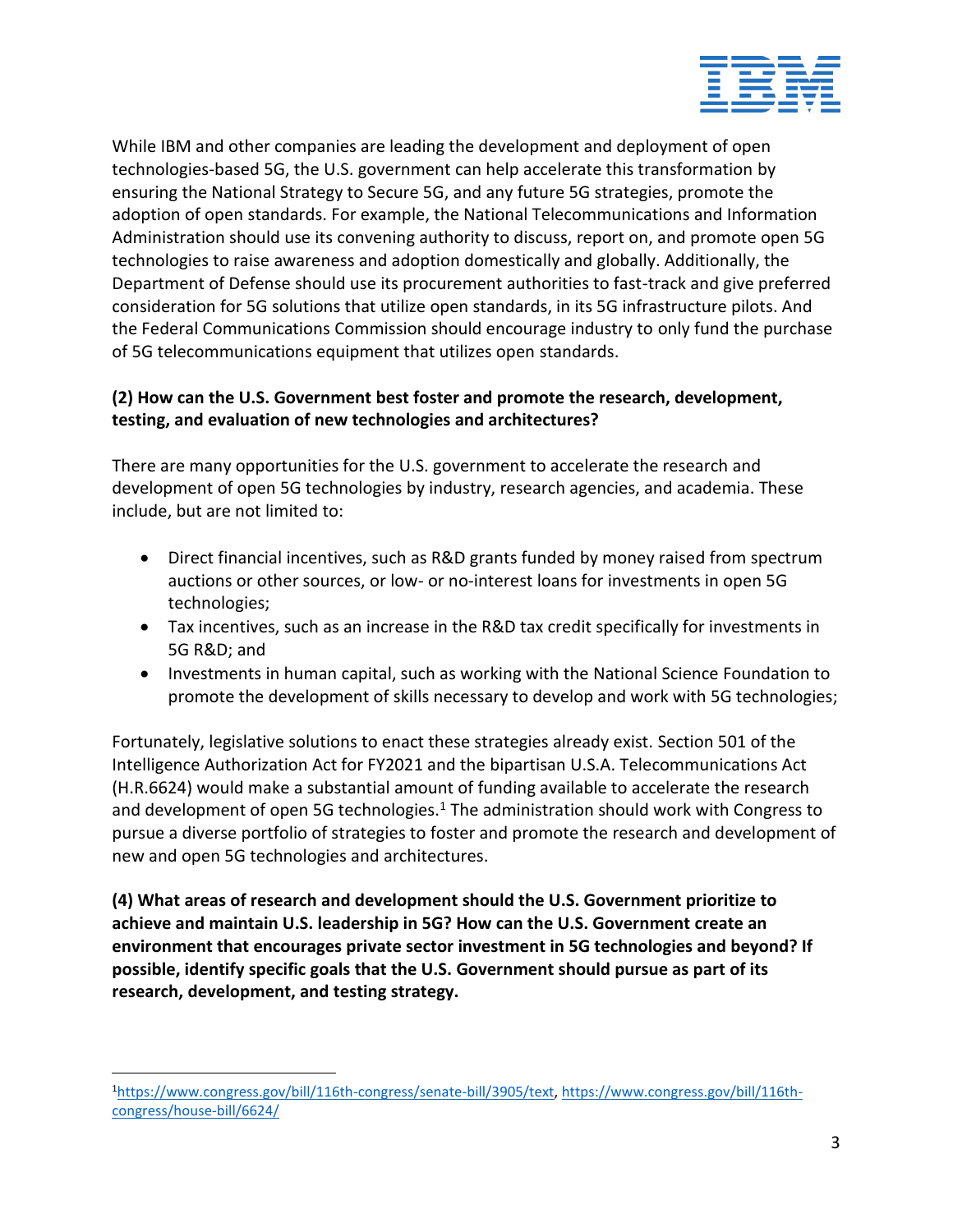While IBM and other companies are leading the development and deployment of open technologies-based 5G, the U.S. government can help accelerate this transformation by ensuring the National Strategy to Secure 5G, and any future 5G strategies, promote the adoption of open standards. For example, the National Telecommunications and Information Administration should use its convening authority to discuss, report on, and promote open 5G technologies to raise awareness and adoption domestically and globally. Additionally, the Department of Defense should use its procurement authorities to fast-track and give preferred consideration for 5G solutions that utilize open standards, in its 5G infrastructure pilots. And the Federal Communications Commission should encourage industry to only fund the purchase of 5G telecommunications equipment that utilizes open standards.

**(2) How can the U.S. Government best foster and promote the research, development, testing, and evaluation of new technologies and architectures?**

There are many opportunities for the U.S. government to accelerate the research and development of open 5G technologies by industry, research agencies, and academia. These include, but are not limited to:

- Direct financial incentives, such as R&D grants funded by money raised from spectrum auctions or other sources, or low- or no-interest loans for investments in open 5G technologies;
- Tax incentives, such as an increase in the R&D tax credit specifically for investments in 5G R&D; and
- Investments in human capital, such as working with the National Science Foundation to promote the development of skills necessary to develop and work with 5G technologies;

Fortunately, legislative solutions to enact these strategies already exist. Section 501 of the Intelligence Authorization Act for FY2021 and the bipartisan U.S.A. Telecommunications Act (H.R.6624) would make a substantial amount of funding available to accelerate the research and development of open 5G technologies.[1] The administration should work with Congress to pursue a diverse portfolio of strategies to foster and promote the research and development of new and open 5G technologies and architectures.

**(4) What areas of research and development should the U.S. Government prioritize to achieve and maintain U.S. leadership in 5G? How can the U.S. Government create an environment that encourages private sector investment in 5G technologies and beyond? If possible, identify specific goals that the U.S. Government should pursue as part of its research, development, and testing strategy.**

---

[1] https://www.congress.gov/bill/116th-congress/senate-bill/3905/text, https://www.congress.gov/bill/116th-congress/house-bill/6624/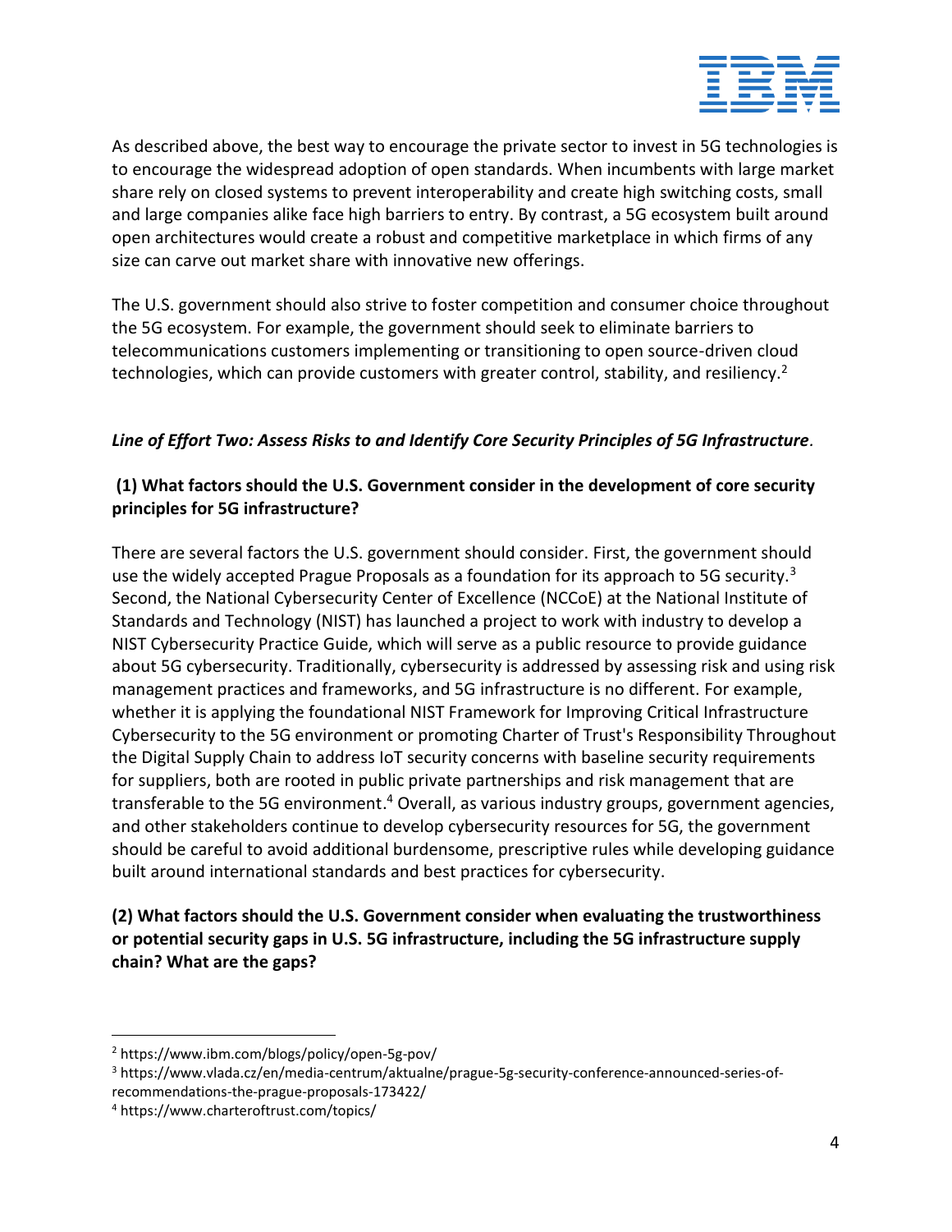As described above, the best way to encourage the private sector to invest in 5G technologies is to encourage the widespread adoption of open standards. When incumbents with large market share rely on closed systems to prevent interoperability and create high switching costs, small and large companies alike face high barriers to entry. By contrast, a 5G ecosystem built around open architectures would create a robust and competitive marketplace in which firms of any size can carve out market share with innovative new offerings.

The U.S. government should also strive to foster competition and consumer choice throughout the 5G ecosystem. For example, the government should seek to eliminate barriers to telecommunications customers implementing or transitioning to open source-driven cloud technologies, which can provide customers with greater control, stability, and resiliency.[2]

***Line of Effort Two: Assess Risks to and Identify Core Security Principles of 5G Infrastructure*.**

**(1) What factors should the U.S. Government consider in the development of core security principles for 5G infrastructure?**

There are several factors the U.S. government should consider. First, the government should use the widely accepted Prague Proposals as a foundation for its approach to 5G security.[3] Second, the National Cybersecurity Center of Excellence (NCCoE) at the National Institute of Standards and Technology (NIST) has launched a project to work with industry to develop a NIST Cybersecurity Practice Guide, which will serve as a public resource to provide guidance about 5G cybersecurity. Traditionally, cybersecurity is addressed by assessing risk and using risk management practices and frameworks, and 5G infrastructure is no different. For example, whether it is applying the foundational NIST Framework for Improving Critical Infrastructure Cybersecurity to the 5G environment or promoting Charter of Trust's Responsibility Throughout the Digital Supply Chain to address IoT security concerns with baseline security requirements for suppliers, both are rooted in public private partnerships and risk management that are transferable to the 5G environment.[4] Overall, as various industry groups, government agencies, and other stakeholders continue to develop cybersecurity resources for 5G, the government should be careful to avoid additional burdensome, prescriptive rules while developing guidance built around international standards and best practices for cybersecurity.

**(2) What factors should the U.S. Government consider when evaluating the trustworthiness or potential security gaps in U.S. 5G infrastructure, including the 5G infrastructure supply chain? What are the gaps?**

---

[2] https://www.ibm.com/blogs/policy/open-5g-pov/

[3] https://www.vlada.cz/en/media-centrum/aktualne/prague-5g-security-conference-announced-series-of-recommendations-the-prague-proposals-173422/

[4] https://www.charteroftrust.com/topics/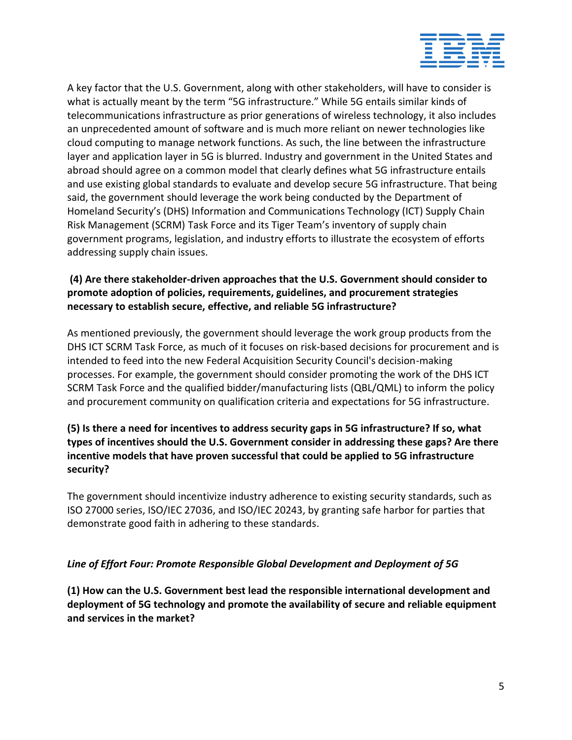A key factor that the U.S. Government, along with other stakeholders, will have to consider is what is actually meant by the term "5G infrastructure." While 5G entails similar kinds of telecommunications infrastructure as prior generations of wireless technology, it also includes an unprecedented amount of software and is much more reliant on newer technologies like cloud computing to manage network functions. As such, the line between the infrastructure layer and application layer in 5G is blurred. Industry and government in the United States and abroad should agree on a common model that clearly defines what 5G infrastructure entails and use existing global standards to evaluate and develop secure 5G infrastructure. That being said, the government should leverage the work being conducted by the Department of Homeland Security's (DHS) Information and Communications Technology (ICT) Supply Chain Risk Management (SCRM) Task Force and its Tiger Team's inventory of supply chain government programs, legislation, and industry efforts to illustrate the ecosystem of efforts addressing supply chain issues.

**(4) Are there stakeholder-driven approaches that the U.S. Government should consider to promote adoption of policies, requirements, guidelines, and procurement strategies necessary to establish secure, effective, and reliable 5G infrastructure?**

As mentioned previously, the government should leverage the work group products from the DHS ICT SCRM Task Force, as much of it focuses on risk-based decisions for procurement and is intended to feed into the new Federal Acquisition Security Council's decision-making processes. For example, the government should consider promoting the work of the DHS ICT SCRM Task Force and the qualified bidder/manufacturing lists (QBL/QML) to inform the policy and procurement community on qualification criteria and expectations for 5G infrastructure.

**(5) Is there a need for incentives to address security gaps in 5G infrastructure? If so, what types of incentives should the U.S. Government consider in addressing these gaps? Are there incentive models that have proven successful that could be applied to 5G infrastructure security?**

The government should incentivize industry adherence to existing security standards, such as ISO 27000 series, ISO/IEC 27036, and ISO/IEC 20243, by granting safe harbor for parties that demonstrate good faith in adhering to these standards.

***Line of Effort Four: Promote Responsible Global Development and Deployment of 5G***

**(1) How can the U.S. Government best lead the responsible international development and deployment of 5G technology and promote the availability of secure and reliable equipment and services in the market?**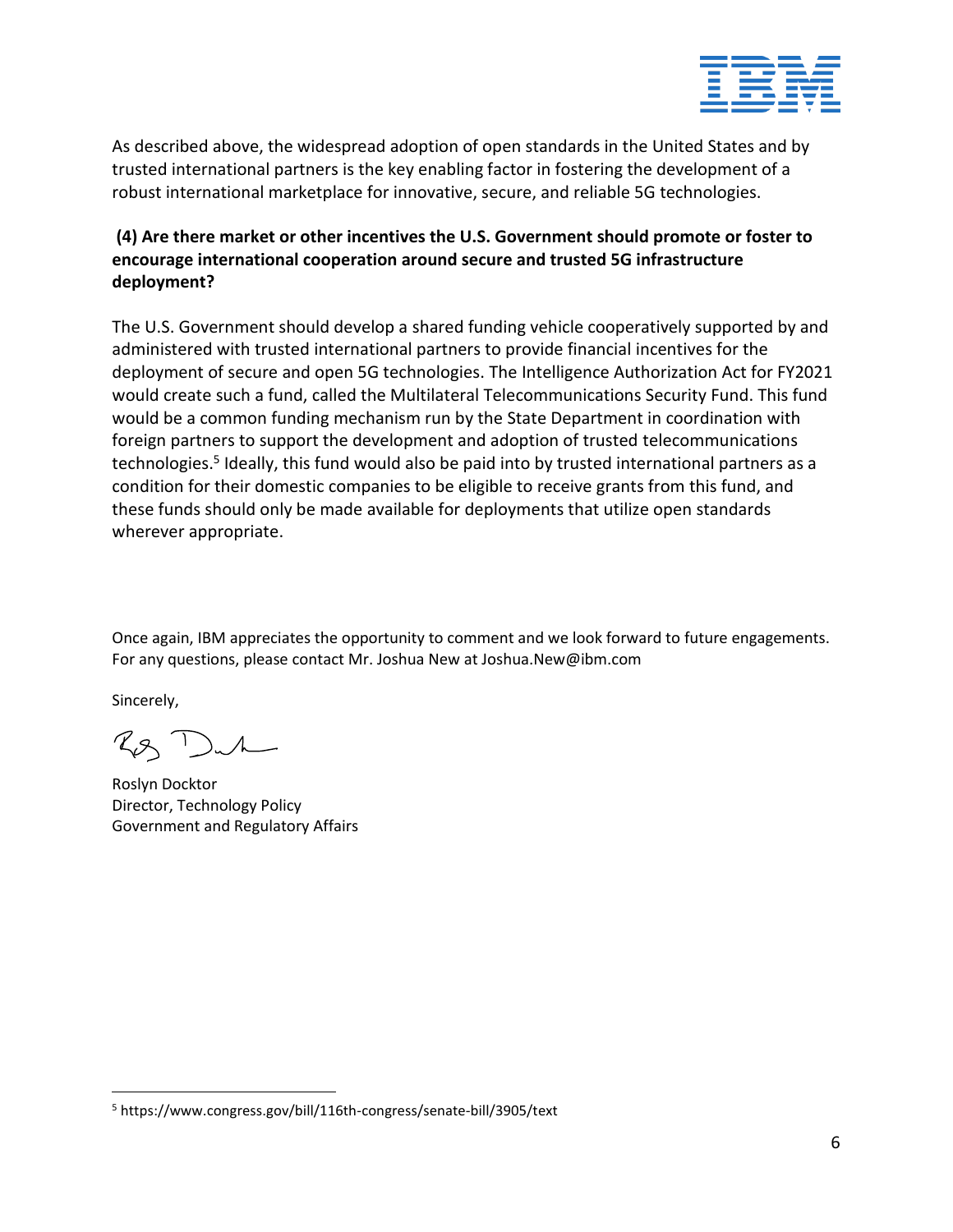As described above, the widespread adoption of open standards in the United States and by trusted international partners is the key enabling factor in fostering the development of a robust international marketplace for innovative, secure, and reliable 5G technologies.

**(4) Are there market or other incentives the U.S. Government should promote or foster to encourage international cooperation around secure and trusted 5G infrastructure deployment?**

The U.S. Government should develop a shared funding vehicle cooperatively supported by and administered with trusted international partners to provide financial incentives for the deployment of secure and open 5G technologies. The Intelligence Authorization Act for FY2021 would create such a fund, called the Multilateral Telecommunications Security Fund. This fund would be a common funding mechanism run by the State Department in coordination with foreign partners to support the development and adoption of trusted telecommunications technologies.[5] Ideally, this fund would also be paid into by trusted international partners as a condition for their domestic companies to be eligible to receive grants from this fund, and these funds should only be made available for deployments that utilize open standards wherever appropriate.

Once again, IBM appreciates the opportunity to comment and we look forward to future engagements. For any questions, please contact Mr. Joshua New at Joshua.New@ibm.com

Sincerely,

Roslyn Docktor
Director, Technology Policy
Government and Regulatory Affairs

[5] https://www.congress.gov/bill/116th-congress/senate-bill/3905/text